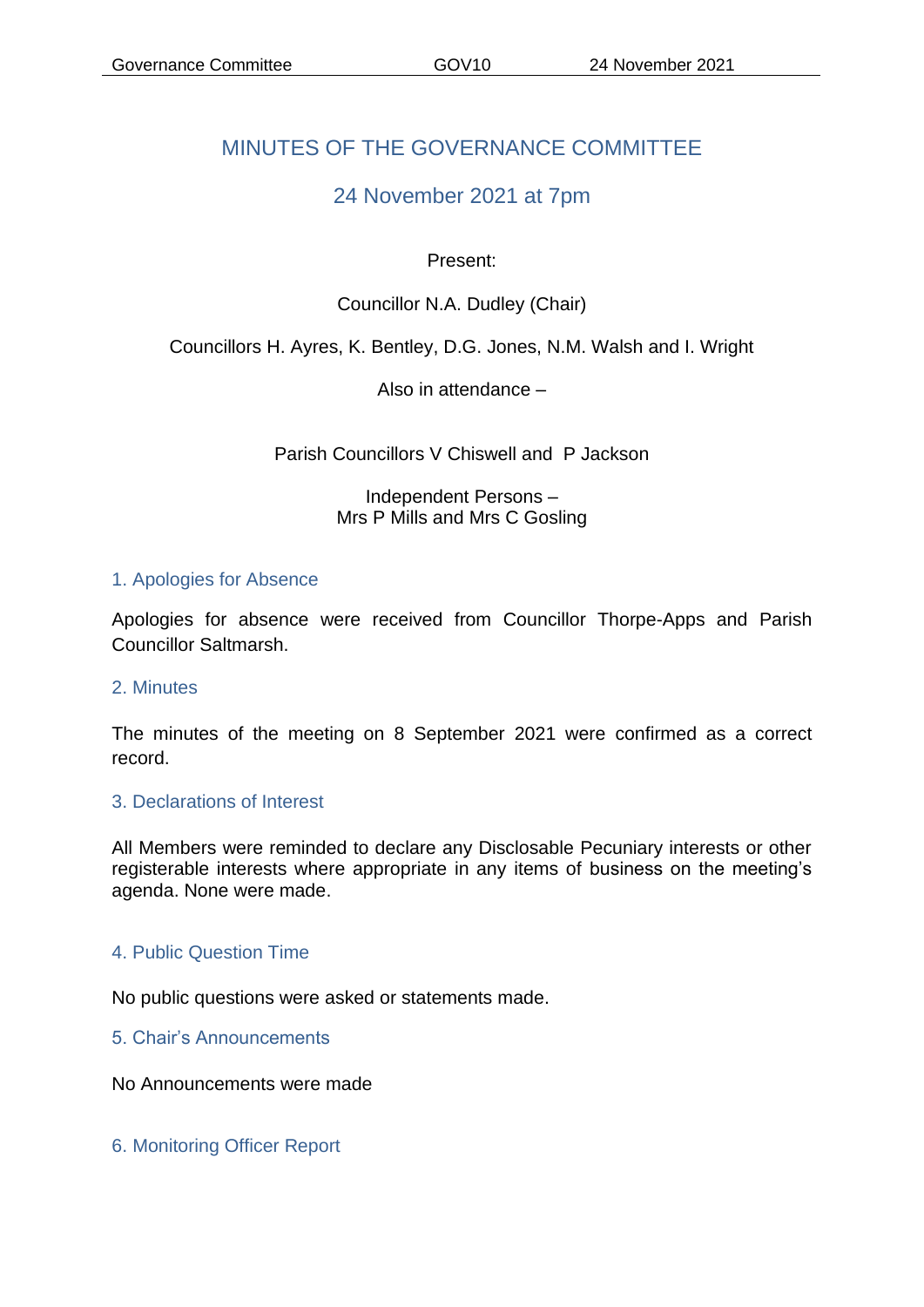# MINUTES OF THE GOVERNANCE COMMITTEE

## 24 November 2021 at 7pm

Present:

Councillor N.A. Dudley (Chair)

Councillors H. Ayres, K. Bentley, D.G. Jones, N.M. Walsh and I. Wright

Also in attendance –

Parish Councillors V Chiswell and P Jackson

Independent Persons –
Mrs P Mills and Mrs C Gosling

### 1. Apologies for Absence

Apologies for absence were received from Councillor Thorpe-Apps and Parish Councillor Saltmarsh.

### 2. Minutes

The minutes of the meeting on 8 September 2021 were confirmed as a correct record.

### 3. Declarations of Interest

All Members were reminded to declare any Disclosable Pecuniary interests or other registerable interests where appropriate in any items of business on the meeting's agenda. None were made.

### 4. Public Question Time

No public questions were asked or statements made.

### 5. Chair's Announcements

No Announcements were made

### 6. Monitoring Officer Report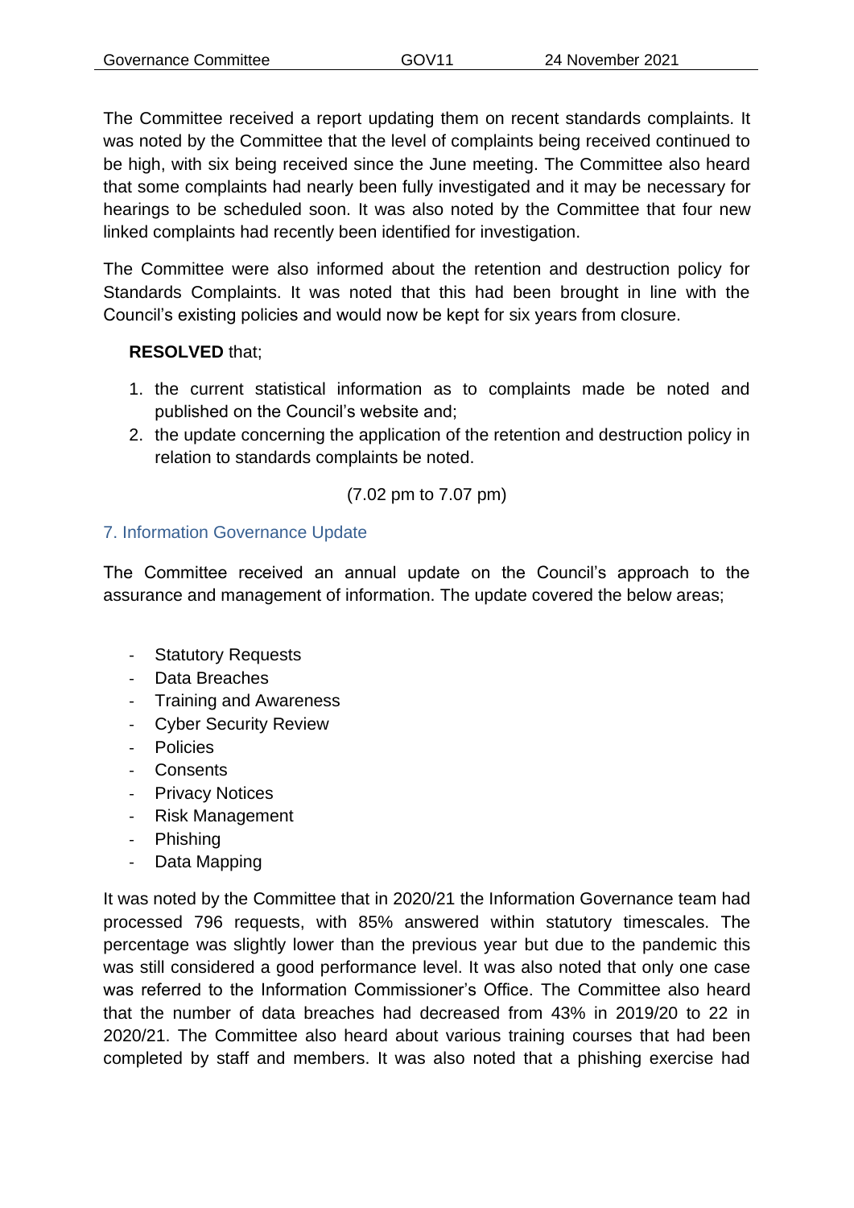The Committee received a report updating them on recent standards complaints. It was noted by the Committee that the level of complaints being received continued to be high, with six being received since the June meeting. The Committee also heard that some complaints had nearly been fully investigated and it may be necessary for hearings to be scheduled soon. It was also noted by the Committee that four new linked complaints had recently been identified for investigation.

The Committee were also informed about the retention and destruction policy for Standards Complaints. It was noted that this had been brought in line with the Council's existing policies and would now be kept for six years from closure.

**RESOLVED** that;

1. the current statistical information as to complaints made be noted and published on the Council's website and;
2. the update concerning the application of the retention and destruction policy in relation to standards complaints be noted.

(7.02 pm to 7.07 pm)

## 7. Information Governance Update

The Committee received an annual update on the Council's approach to the assurance and management of information. The update covered the below areas;

- Statutory Requests
- Data Breaches
- Training and Awareness
- Cyber Security Review
- Policies
- Consents
- Privacy Notices
- Risk Management
- Phishing
- Data Mapping

It was noted by the Committee that in 2020/21 the Information Governance team had processed 796 requests, with 85% answered within statutory timescales. The percentage was slightly lower than the previous year but due to the pandemic this was still considered a good performance level. It was also noted that only one case was referred to the Information Commissioner's Office. The Committee also heard that the number of data breaches had decreased from 43% in 2019/20 to 22 in 2020/21. The Committee also heard about various training courses that had been completed by staff and members. It was also noted that a phishing exercise had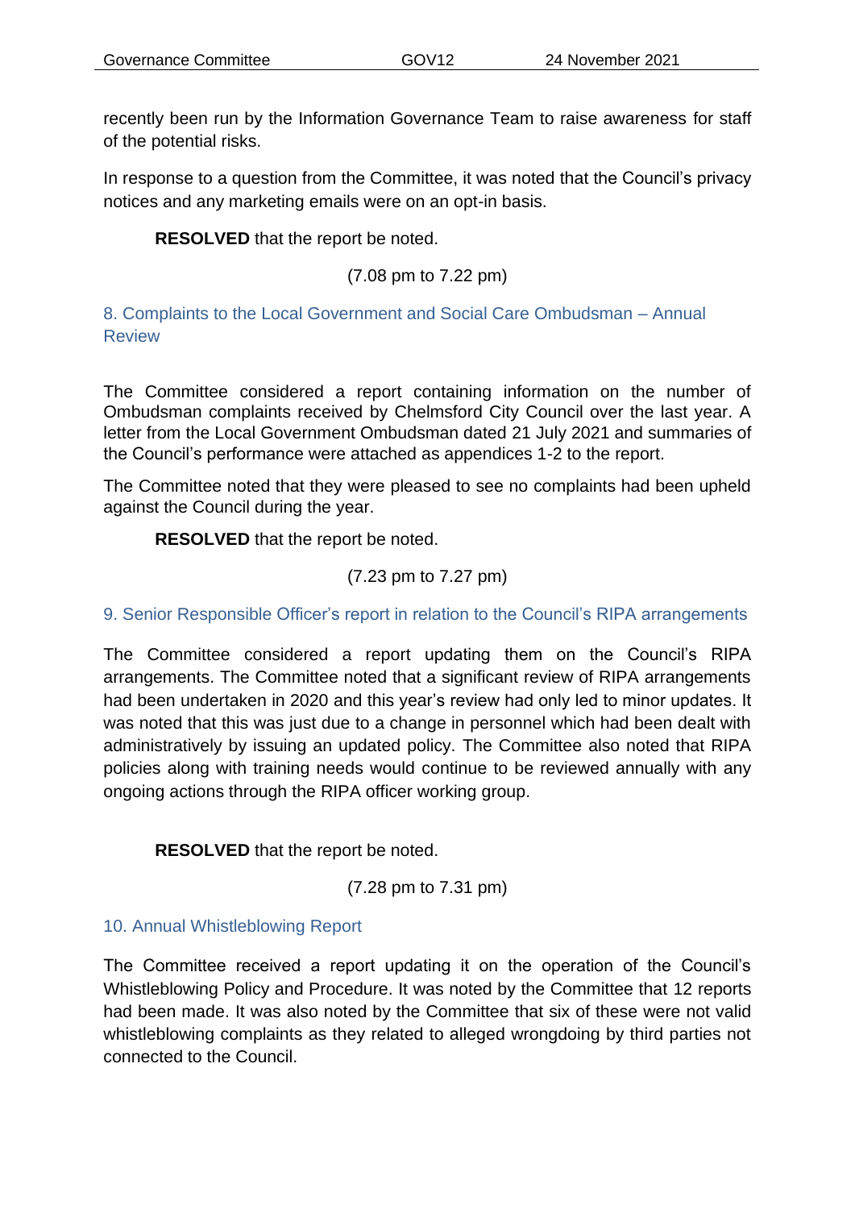recently been run by the Information Governance Team to raise awareness for staff of the potential risks.

In response to a question from the Committee, it was noted that the Council's privacy notices and any marketing emails were on an opt-in basis.

**RESOLVED** that the report be noted.

(7.08 pm to 7.22 pm)

## 8. Complaints to the Local Government and Social Care Ombudsman – Annual Review

The Committee considered a report containing information on the number of Ombudsman complaints received by Chelmsford City Council over the last year. A letter from the Local Government Ombudsman dated 21 July 2021 and summaries of the Council's performance were attached as appendices 1-2 to the report.

The Committee noted that they were pleased to see no complaints had been upheld against the Council during the year.

**RESOLVED** that the report be noted.

(7.23 pm to 7.27 pm)

## 9. Senior Responsible Officer's report in relation to the Council's RIPA arrangements

The Committee considered a report updating them on the Council's RIPA arrangements. The Committee noted that a significant review of RIPA arrangements had been undertaken in 2020 and this year's review had only led to minor updates. It was noted that this was just due to a change in personnel which had been dealt with administratively by issuing an updated policy. The Committee also noted that RIPA policies along with training needs would continue to be reviewed annually with any ongoing actions through the RIPA officer working group.

**RESOLVED** that the report be noted.

(7.28 pm to 7.31 pm)

## 10. Annual Whistleblowing Report

The Committee received a report updating it on the operation of the Council's Whistleblowing Policy and Procedure. It was noted by the Committee that 12 reports had been made. It was also noted by the Committee that six of these were not valid whistleblowing complaints as they related to alleged wrongdoing by third parties not connected to the Council.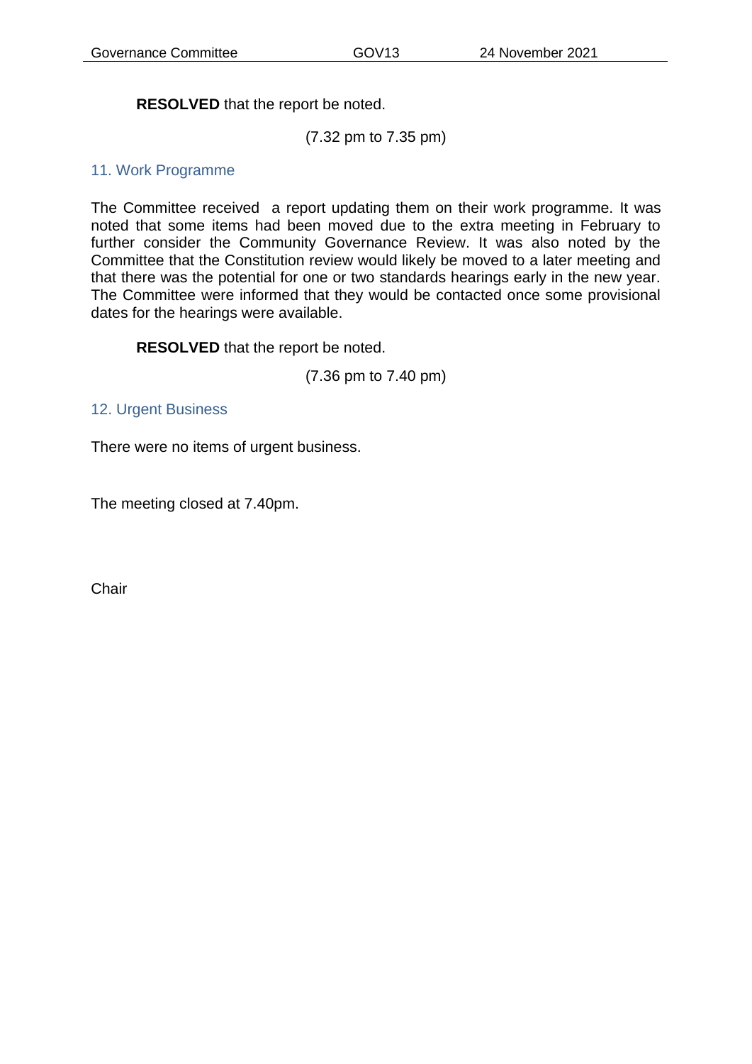**RESOLVED** that the report be noted.

(7.32 pm to 7.35 pm)

## 11. Work Programme

The Committee received a report updating them on their work programme. It was noted that some items had been moved due to the extra meeting in February to further consider the Community Governance Review. It was also noted by the Committee that the Constitution review would likely be moved to a later meeting and that there was the potential for one or two standards hearings early in the new year. The Committee were informed that they would be contacted once some provisional dates for the hearings were available.

**RESOLVED** that the report be noted.

(7.36 pm to 7.40 pm)

## 12. Urgent Business

There were no items of urgent business.

The meeting closed at 7.40pm.

Chair